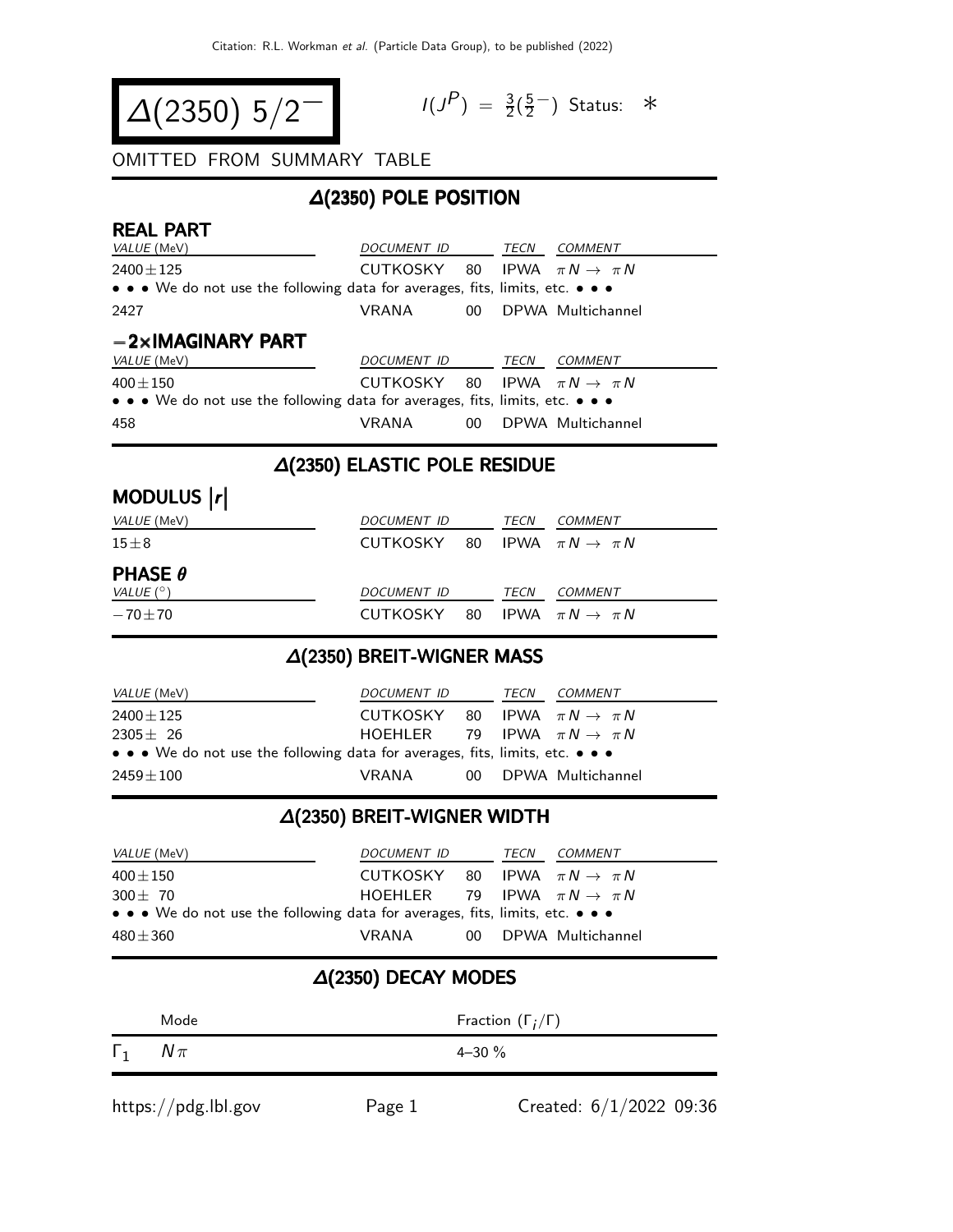# $\Delta(2350)$ $5/2^-$

$I(J^P) = \frac{3}{2}(\frac{5}{2}^-)$ Status: $*$

OMITTED FROM SUMMARY TABLE

## $\Delta$(2350) POLE POSITION

### REAL PART

| VALUE (MeV) | DOCUMENT ID | | TECN | COMMENT |
|---|---|---|---|---|
| $2400 \pm 125$ | CUTKOSKY | 80 | IPWA | $\pi N \to \pi N$ |
| • • • We do not use the following data for averages, fits, limits, etc. • • • | | | | |
| 2427 | VRANA | 00 | DPWA | Multichannel |

### $-2\times$IMAGINARY PART

| VALUE (MeV) | DOCUMENT ID | | TECN | COMMENT |
|---|---|---|---|---|
| $400 \pm 150$ | CUTKOSKY | 80 | IPWA | $\pi N \to \pi N$ |
| • • • We do not use the following data for averages, fits, limits, etc. • • • | | | | |
| 458 | VRANA | 00 | DPWA | Multichannel |

## $\Delta$(2350) ELASTIC POLE RESIDUE

### MODULUS $|r|$

| VALUE (MeV) | DOCUMENT ID | | TECN | COMMENT |
|---|---|---|---|---|
| $15 \pm 8$ | CUTKOSKY | 80 | IPWA | $\pi N \to \pi N$ |

### PHASE $\theta$

| VALUE ($^\circ$) | DOCUMENT ID | | TECN | COMMENT |
|---|---|---|---|---|
| $-70 \pm 70$ | CUTKOSKY | 80 | IPWA | $\pi N \to \pi N$ |

## $\Delta$(2350) BREIT-WIGNER MASS

| VALUE (MeV) | DOCUMENT ID | | TECN | COMMENT |
|---|---|---|---|---|
| $2400 \pm 125$ | CUTKOSKY | 80 | IPWA | $\pi N \to \pi N$ |
| $2305 \pm 26$ | HOEHLER | 79 | IPWA | $\pi N \to \pi N$ |
| • • • We do not use the following data for averages, fits, limits, etc. • • • | | | | |
| $2459 \pm 100$ | VRANA | 00 | DPWA | Multichannel |

## $\Delta$(2350) BREIT-WIGNER WIDTH

| VALUE (MeV) | DOCUMENT ID | | TECN | COMMENT |
|---|---|---|---|---|
| $400 \pm 150$ | CUTKOSKY | 80 | IPWA | $\pi N \to \pi N$ |
| $300 \pm 70$ | HOEHLER | 79 | IPWA | $\pi N \to \pi N$ |
| • • • We do not use the following data for averages, fits, limits, etc. • • • | | | | |
| $480 \pm 360$ | VRANA | 00 | DPWA | Multichannel |

## $\Delta$(2350) DECAY MODES

| | Mode | Fraction ($\Gamma_i/\Gamma$) |
|---|---|---|
| $\Gamma_1$ | $N\pi$ | 4–30 % |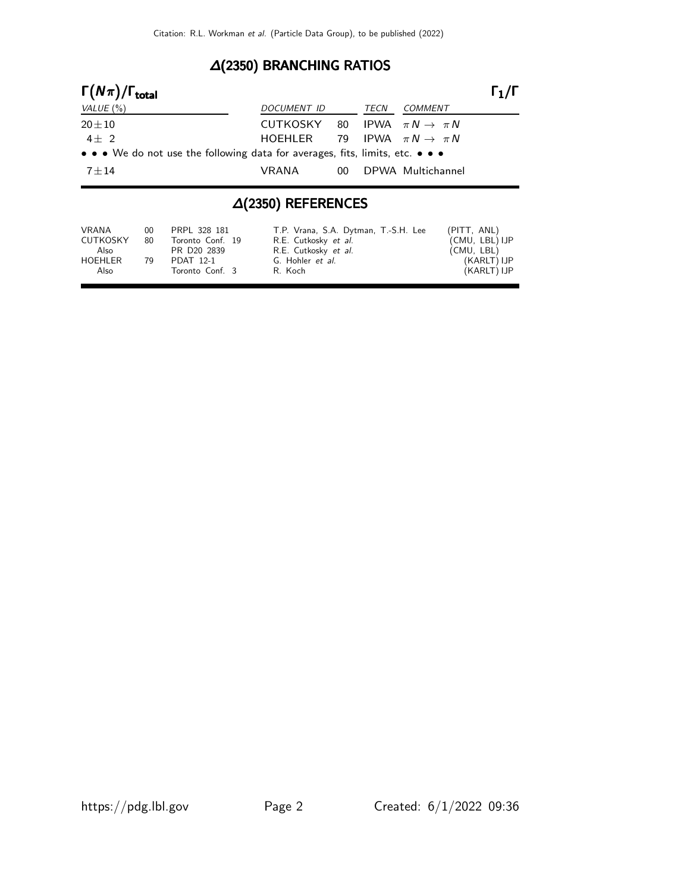## Δ(2350) BRANCHING RATIOS

### $\Gamma(N\pi)/\Gamma_{\text{total}}$ $\Gamma_1/\Gamma$

| *VALUE* (%) | *DOCUMENT ID* | | *TECN* | *COMMENT* |
|---|---|---|---|---|
| $20\pm10$ | CUTKOSKY | 80 | IPWA | $\pi N \rightarrow \pi N$ |
| $4\pm 2$ | HOEHLER | 79 | IPWA | $\pi N \rightarrow \pi N$ |
| • • • We do not use the following data for averages, fits, limits, etc. • • • | | | | |
| $7\pm14$ | VRANA | 00 | DPWA | Multichannel |

## Δ(2350) REFERENCES

| | | | | |
|---|---|---|---|---|
| VRANA | 00 | PRPL 328 181 | T.P. Vrana, S.A. Dytman, T.-S.H. Lee | (PITT, ANL) |
| CUTKOSKY | 80 | Toronto Conf. 19 | R.E. Cutkosky *et al.* | (CMU, LBL) IJP |
| Also | | PR D20 2839 | R.E. Cutkosky *et al.* | (CMU, LBL) |
| HOEHLER | 79 | PDAT 12-1 | G. Hohler *et al.* | (KARLT) IJP |
| Also | | Toronto Conf. 3 | R. Koch | (KARLT) IJP |